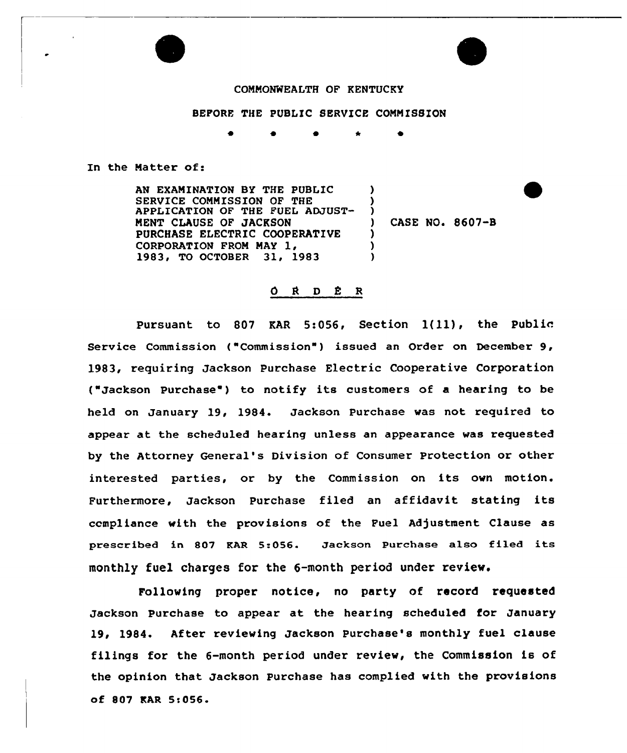COMMONWEALTH OF KENTUCKY

BEFORE THE PUBLIC SERVICE COMMISSION

\* \* \* \* \*

In the Matter of:

AN EXAMINATION BY THE PUBLIC SERVICE COMMISSION OF THE APPLICATION OF THE FUEL ADJUSTMENT CLAUSE OF JACKSON PURCHASE ELECTRIC COOPERATIVE CORPORATION FROM MAY 1, 1983, TO OCTOBER 31, 1983 ) CASE NO. 8607-B

O R D E R

Pursuant to 807 KAR 5:056, Section 1(11), the Public Service Commission ("Commission") issued an Order on December 9, 1983, requiring Jackson Purchase Electric Cooperative Corporation ("Jackson Purchase") to notify its customers of a hearing to be held on January 19, 1984. Jackson Purchase was not required to appear at the scheduled hearing unless an appearance was requested by the Attorney General's Division of Consumer Protection or other interested parties, or by the Commission on its own motion. Furthermore, Jackson Purchase filed an affidavit stating its compliance with the provisions of the Fuel Adjustment Clause as prescribed in 807 KAR 5:056. Jackson Purchase also filed its monthly fuel charges for the 6-month period under review.

Following proper notice, no party of record requested Jackson Purchase to appear at the hearing scheduled for January 19, 1984. After reviewing Jackson Purchase's monthly fuel clause filings for the 6-month period under review, the Commission is of the opinion that Jackson Purchase has complied with the provisions of 807 KAR 5:056.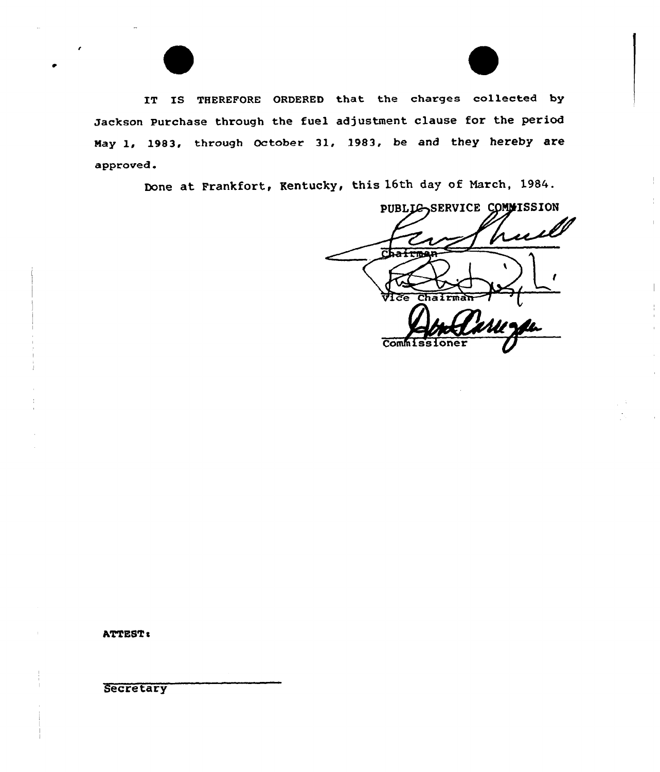IT IS THEREFORE ORDERED that the charges collected by Jackson Purchase through the fuel adjustment clause for the period May 1, 1983, through October 31, 1983, be and they hereby are approved.

Done at Frankfort, Kentucky, this 16th day of March, 1984.

PUBLIC SERVICE COMMISSION

Chairman

Vice Chairman

Commissioner

ATTEST:

Secretary